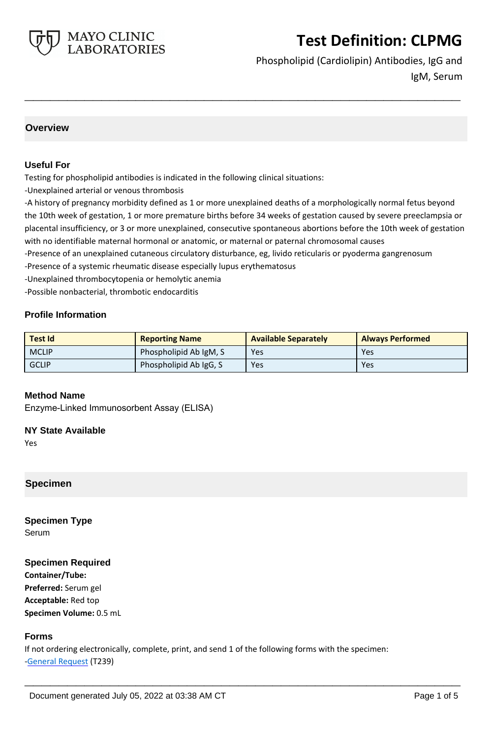# Test Definition: CLPMG

Phospholipid (Cardiolipin) Antibodies, IgG and IgM, Serum

## Overview

### Useful For

Testing for phospholipid antibodies is indicated in the following clinical situations:

-Unexplained arterial or venous thrombosis

-A history of pregnancy morbidity defined as 1 or more unexplained deaths of a morphologically normal fetus beyond the 10th week of gestation, 1 or more premature births before 34 weeks of gestation caused by severe preeclampsia or placental insufficiency, or 3 or more unexplained, consecutive spontaneous abortions before the 10th week of gestation with no identifiable maternal hormonal or anatomic, or maternal or paternal chromosomal causes

-Presence of an unexplained cutaneous circulatory disturbance, eg, livido reticularis or pyoderma gangrenosum

-Presence of a systemic rheumatic disease especially lupus erythematosus

-Unexplained thrombocytopenia or hemolytic anemia

-Possible nonbacterial, thrombotic endocarditis

### Profile Information

| Test Id | Reporting Name | Available Separately | Always Performed |
| --- | --- | --- | --- |
| MCLIP | Phospholipid Ab IgM, S | Yes | Yes |
| GCLIP | Phospholipid Ab IgG, S | Yes | Yes |

### Method Name

Enzyme-Linked Immunosorbent Assay (ELISA)

### NY State Available

Yes

## Specimen

### Specimen Type

Serum

### Specimen Required

**Container/Tube:**

**Preferred:** Serum gel

**Acceptable:** Red top

**Specimen Volume:** 0.5 mL

### Forms

If not ordering electronically, complete, print, and send 1 of the following forms with the specimen:

-General Request (T239)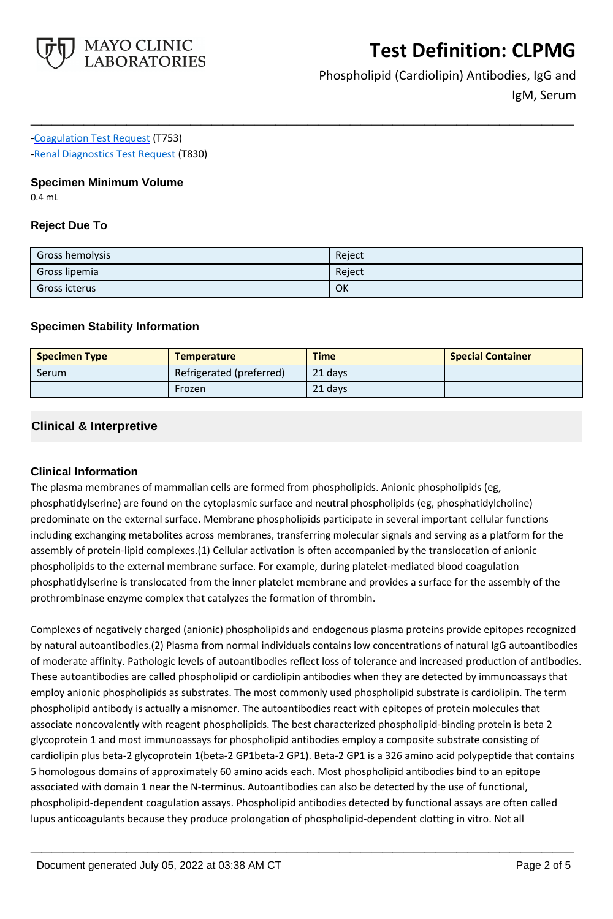-[Coagulation Test Request](#) (T753)
-[Renal Diagnostics Test Request](#) (T830)

### Specimen Minimum Volume

0.4 mL

### Reject Due To

| Gross hemolysis | Reject |
|---|---|
| Gross lipemia | Reject |
| Gross icterus | OK |

### Specimen Stability Information

| Specimen Type | Temperature | Time | Special Container |
|---|---|---|---|
| Serum | Refrigerated (preferred) | 21 days | |
| | Frozen | 21 days | |

## Clinical & Interpretive

### Clinical Information

The plasma membranes of mammalian cells are formed from phospholipids. Anionic phospholipids (eg, phosphatidylserine) are found on the cytoplasmic surface and neutral phospholipids (eg, phosphatidylcholine) predominate on the external surface. Membrane phospholipids participate in several important cellular functions including exchanging metabolites across membranes, transferring molecular signals and serving as a platform for the assembly of protein-lipid complexes.(1) Cellular activation is often accompanied by the translocation of anionic phospholipids to the external membrane surface. For example, during platelet-mediated blood coagulation phosphatidylserine is translocated from the inner platelet membrane and provides a surface for the assembly of the prothrombinase enzyme complex that catalyzes the formation of thrombin.

Complexes of negatively charged (anionic) phospholipids and endogenous plasma proteins provide epitopes recognized by natural autoantibodies.(2) Plasma from normal individuals contains low concentrations of natural IgG autoantibodies of moderate affinity. Pathologic levels of autoantibodies reflect loss of tolerance and increased production of antibodies. These autoantibodies are called phospholipid or cardiolipin antibodies when they are detected by immunoassays that employ anionic phospholipids as substrates. The most commonly used phospholipid substrate is cardiolipin. The term phospholipid antibody is actually a misnomer. The autoantibodies react with epitopes of protein molecules that associate noncovalently with reagent phospholipids. The best characterized phospholipid-binding protein is beta 2 glycoprotein 1 and most immunoassays for phospholipid antibodies employ a composite substrate consisting of cardiolipin plus beta-2 glycoprotein 1(beta-2 GP1beta-2 GP1). Beta-2 GP1 is a 326 amino acid polypeptide that contains 5 homologous domains of approximately 60 amino acids each. Most phospholipid antibodies bind to an epitope associated with domain 1 near the N-terminus. Autoantibodies can also be detected by the use of functional, phospholipid-dependent coagulation assays. Phospholipid antibodies detected by functional assays are often called lupus anticoagulants because they produce prolongation of phospholipid-dependent clotting in vitro. Not all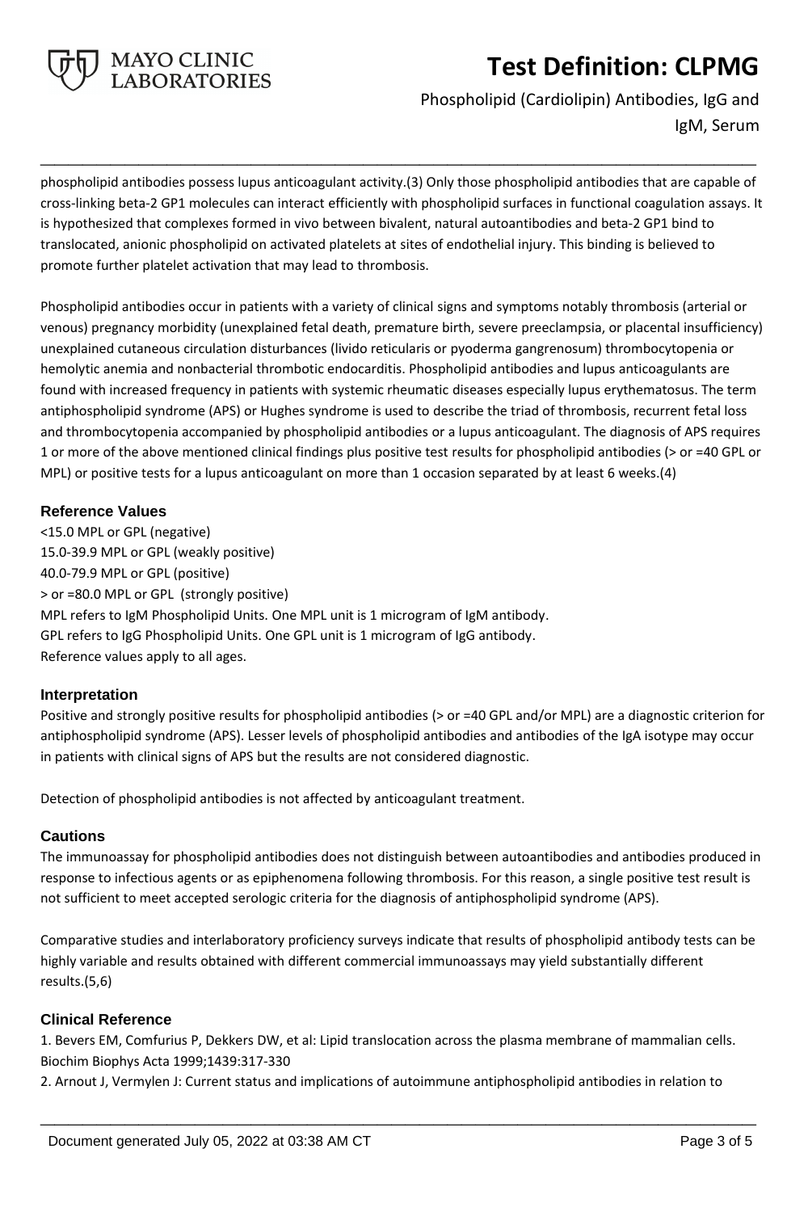phospholipid antibodies possess lupus anticoagulant activity.(3) Only those phospholipid antibodies that are capable of cross-linking beta-2 GP1 molecules can interact efficiently with phospholipid surfaces in functional coagulation assays. It is hypothesized that complexes formed in vivo between bivalent, natural autoantibodies and beta-2 GP1 bind to translocated, anionic phospholipid on activated platelets at sites of endothelial injury. This binding is believed to promote further platelet activation that may lead to thrombosis.

Phospholipid antibodies occur in patients with a variety of clinical signs and symptoms notably thrombosis (arterial or venous) pregnancy morbidity (unexplained fetal death, premature birth, severe preeclampsia, or placental insufficiency) unexplained cutaneous circulation disturbances (livido reticularis or pyoderma gangrenosum) thrombocytopenia or hemolytic anemia and nonbacterial thrombotic endocarditis. Phospholipid antibodies and lupus anticoagulants are found with increased frequency in patients with systemic rheumatic diseases especially lupus erythematosus. The term antiphospholipid syndrome (APS) or Hughes syndrome is used to describe the triad of thrombosis, recurrent fetal loss and thrombocytopenia accompanied by phospholipid antibodies or a lupus anticoagulant. The diagnosis of APS requires 1 or more of the above mentioned clinical findings plus positive test results for phospholipid antibodies (> or =40 GPL or MPL) or positive tests for a lupus anticoagulant on more than 1 occasion separated by at least 6 weeks.(4)

### Reference Values

<15.0 MPL or GPL (negative)
15.0-39.9 MPL or GPL (weakly positive)
40.0-79.9 MPL or GPL (positive)
> or =80.0 MPL or GPL (strongly positive)
MPL refers to IgM Phospholipid Units. One MPL unit is 1 microgram of IgM antibody.
GPL refers to IgG Phospholipid Units. One GPL unit is 1 microgram of IgG antibody.
Reference values apply to all ages.

### Interpretation

Positive and strongly positive results for phospholipid antibodies (> or =40 GPL and/or MPL) are a diagnostic criterion for antiphospholipid syndrome (APS). Lesser levels of phospholipid antibodies and antibodies of the IgA isotype may occur in patients with clinical signs of APS but the results are not considered diagnostic.

Detection of phospholipid antibodies is not affected by anticoagulant treatment.

### Cautions

The immunoassay for phospholipid antibodies does not distinguish between autoantibodies and antibodies produced in response to infectious agents or as epiphenomena following thrombosis. For this reason, a single positive test result is not sufficient to meet accepted serologic criteria for the diagnosis of antiphospholipid syndrome (APS).

Comparative studies and interlaboratory proficiency surveys indicate that results of phospholipid antibody tests can be highly variable and results obtained with different commercial immunoassays may yield substantially different results.(5,6)

### Clinical Reference

1. Bevers EM, Comfurius P, Dekkers DW, et al: Lipid translocation across the plasma membrane of mammalian cells. Biochim Biophys Acta 1999;1439:317-330
2. Arnout J, Vermylen J: Current status and implications of autoimmune antiphospholipid antibodies in relation to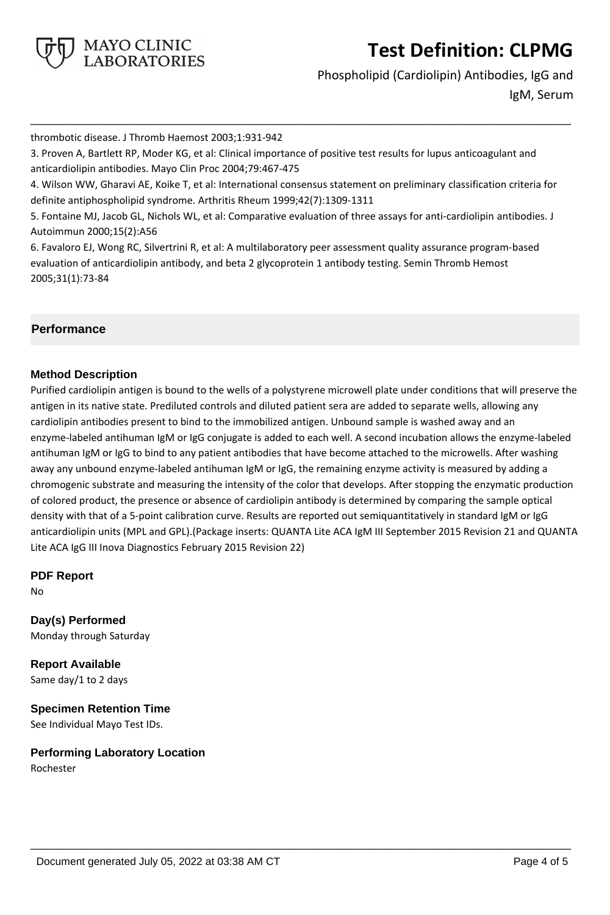thrombotic disease. J Thromb Haemost 2003;1:931-942

3. Proven A, Bartlett RP, Moder KG, et al: Clinical importance of positive test results for lupus anticoagulant and anticardiolipin antibodies. Mayo Clin Proc 2004;79:467-475

4. Wilson WW, Gharavi AE, Koike T, et al: International consensus statement on preliminary classification criteria for definite antiphospholipid syndrome. Arthritis Rheum 1999;42(7):1309-1311

5. Fontaine MJ, Jacob GL, Nichols WL, et al: Comparative evaluation of three assays for anti-cardiolipin antibodies. J Autoimmun 2000;15(2):A56

6. Favaloro EJ, Wong RC, Silvertrini R, et al: A multilaboratory peer assessment quality assurance program-based evaluation of anticardiolipin antibody, and beta 2 glycoprotein 1 antibody testing. Semin Thromb Hemost 2005;31(1):73-84

## Performance

### Method Description

Purified cardiolipin antigen is bound to the wells of a polystyrene microwell plate under conditions that will preserve the antigen in its native state. Prediluted controls and diluted patient sera are added to separate wells, allowing any cardiolipin antibodies present to bind to the immobilized antigen. Unbound sample is washed away and an enzyme-labeled antihuman IgM or IgG conjugate is added to each well. A second incubation allows the enzyme-labeled antihuman IgM or IgG to bind to any patient antibodies that have become attached to the microwells. After washing away any unbound enzyme-labeled antihuman IgM or IgG, the remaining enzyme activity is measured by adding a chromogenic substrate and measuring the intensity of the color that develops. After stopping the enzymatic production of colored product, the presence or absence of cardiolipin antibody is determined by comparing the sample optical density with that of a 5-point calibration curve. Results are reported out semiquantitatively in standard IgM or IgG anticardiolipin units (MPL and GPL).(Package inserts: QUANTA Lite ACA IgM III September 2015 Revision 21 and QUANTA Lite ACA IgG III Inova Diagnostics February 2015 Revision 22)

### PDF Report

No

### Day(s) Performed

Monday through Saturday

### Report Available

Same day/1 to 2 days

### Specimen Retention Time

See Individual Mayo Test IDs.

### Performing Laboratory Location

Rochester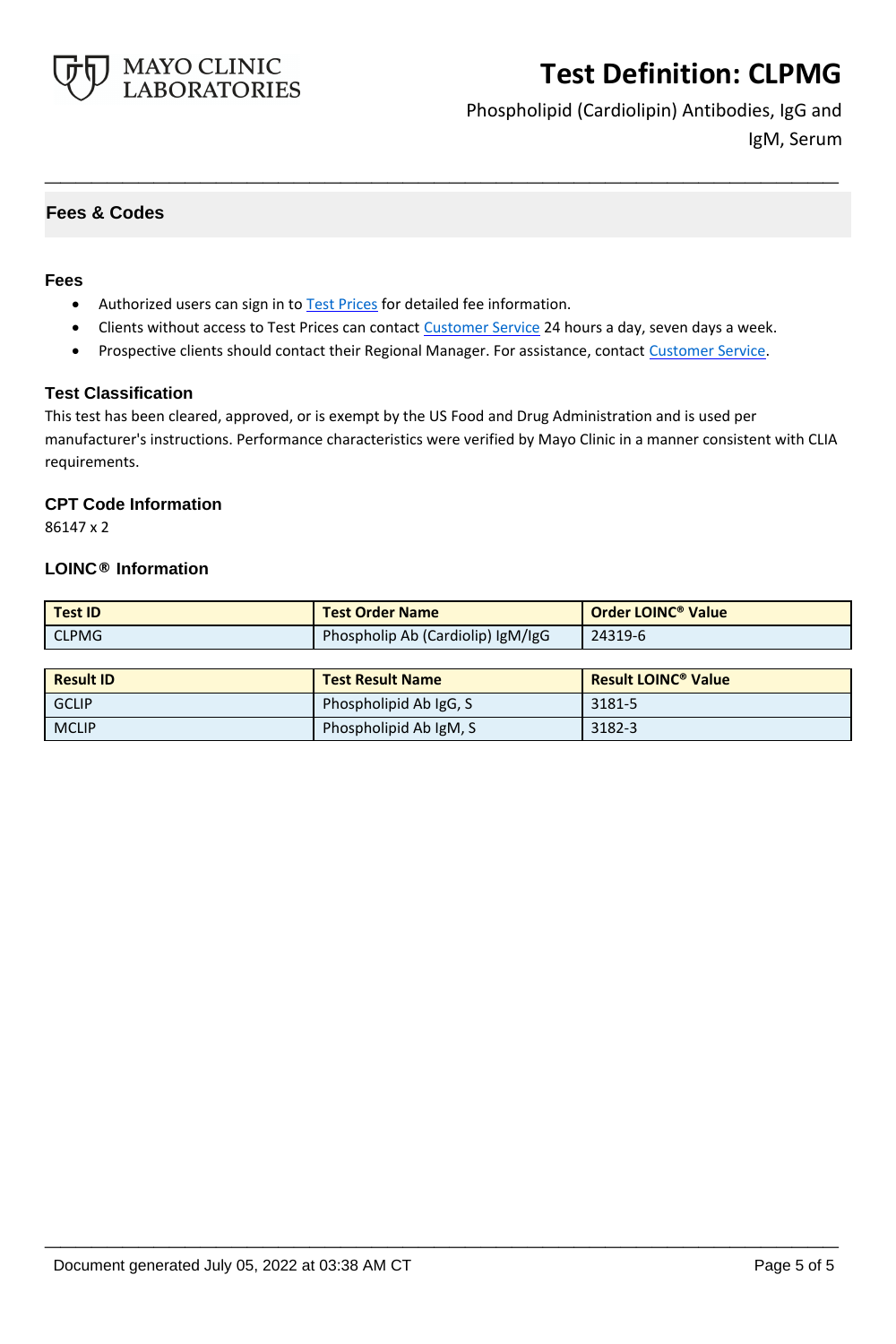## Fees & Codes

### Fees

- Authorized users can sign in to Test Prices for detailed fee information.
- Clients without access to Test Prices can contact Customer Service 24 hours a day, seven days a week.
- Prospective clients should contact their Regional Manager. For assistance, contact Customer Service.

### Test Classification

This test has been cleared, approved, or is exempt by the US Food and Drug Administration and is used per manufacturer's instructions. Performance characteristics were verified by Mayo Clinic in a manner consistent with CLIA requirements.

### CPT Code Information

86147 x 2

### LOINC® Information

| Test ID | Test Order Name | Order LOINC® Value |
|---|---|---|
| CLPMG | Phospholip Ab (Cardiolip) IgM/IgG | 24319-6 |

| Result ID | Test Result Name | Result LOINC® Value |
|---|---|---|
| GCLIP | Phospholipid Ab IgG, S | 3181-5 |
| MCLIP | Phospholipid Ab IgM, S | 3182-3 |